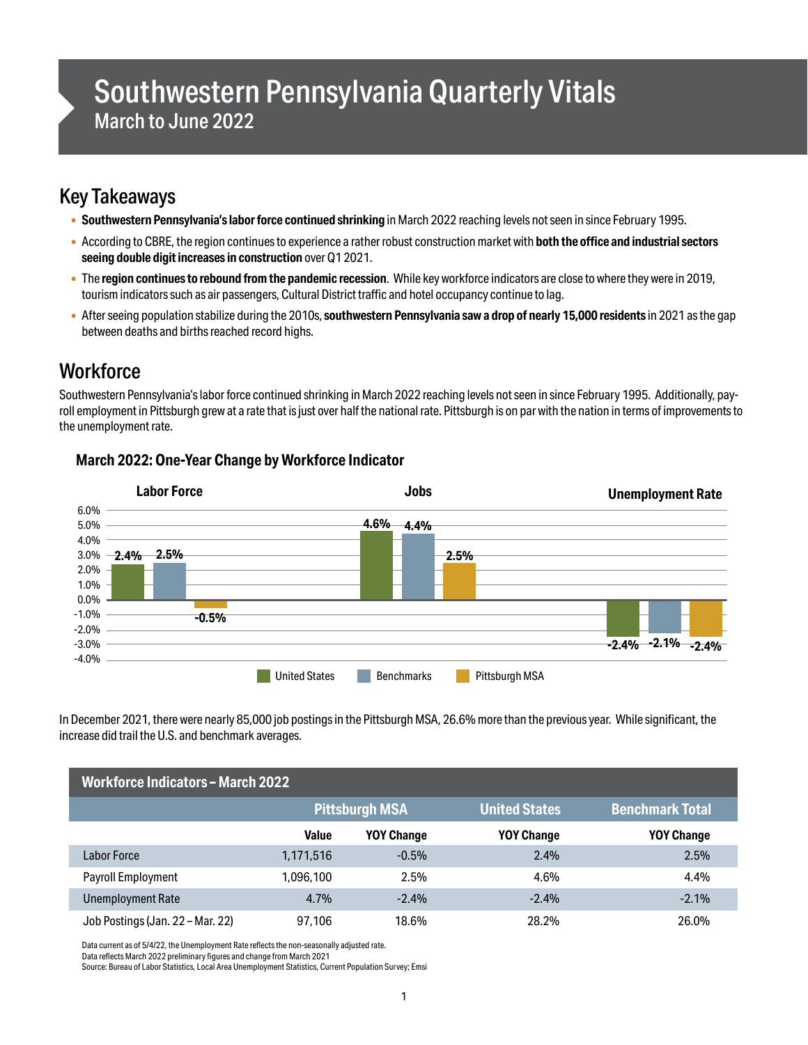# Southwestern Pennsylvania Quarterly Vitals

## March to June 2022

## Key Takeaways

- **Southwestern Pennsylvania's labor force continued shrinking** in March 2022 reaching levels not seen in since February 1995.
- According to CBRE, the region continues to experience a rather robust construction market with **both the office and industrial sectors seeing double digit increases in construction** over Q1 2021.
- The **region continues to rebound from the pandemic recession**. While key workforce indicators are close to where they were in 2019, tourism indicators such as air passengers, Cultural District traffic and hotel occupancy continue to lag.
- After seeing population stabilize during the 2010s, **southwestern Pennsylvania saw a drop of nearly 15,000 residents** in 2021 as the gap between deaths and births reached record highs.

## Workforce

Southwestern Pennsylvania's labor force continued shrinking in March 2022 reaching levels not seen in since February 1995. Additionally, payroll employment in Pittsburgh grew at a rate that is just over half the national rate. Pittsburgh is on par with the nation in terms of improvements to the unemployment rate.

### March 2022: One-Year Change by Workforce Indicator

| | United States | Benchmarks | Pittsburgh MSA |
|---|---|---|---|
| Labor Force | 2.4% | 2.5% | -0.5% |
| Jobs | 4.6% | 4.4% | 2.5% |
| Unemployment Rate | -2.4% | -2.1% | -2.4% |

In December 2021, there were nearly 85,000 job postings in the Pittsburgh MSA, 26.6% more than the previous year. While significant, the increase did trail the U.S. and benchmark averages.

| Workforce Indicators – March 2022 | | | | |
|---|---|---|---|---|
| | Pittsburgh MSA | | United States | Benchmark Total |
| | Value | YOY Change | YOY Change | YOY Change |
| Labor Force | 1,171,516 | -0.5% | 2.4% | 2.5% |
| Payroll Employment | 1,096,100 | 2.5% | 4.6% | 4.4% |
| Unemployment Rate | 4.7% | -2.4% | -2.4% | -2.1% |
| Job Postings (Jan. 22 – Mar. 22) | 97,106 | 18.6% | 28.2% | 26.0% |

Data current as of 5/4/22, the Unemployment Rate reflects the non-seasonally adjusted rate.
Data reflects March 2022 preliminary figures and change from March 2021
Source: Bureau of Labor Statistics, Local Area Unemployment Statistics, Current Population Survey; Emsi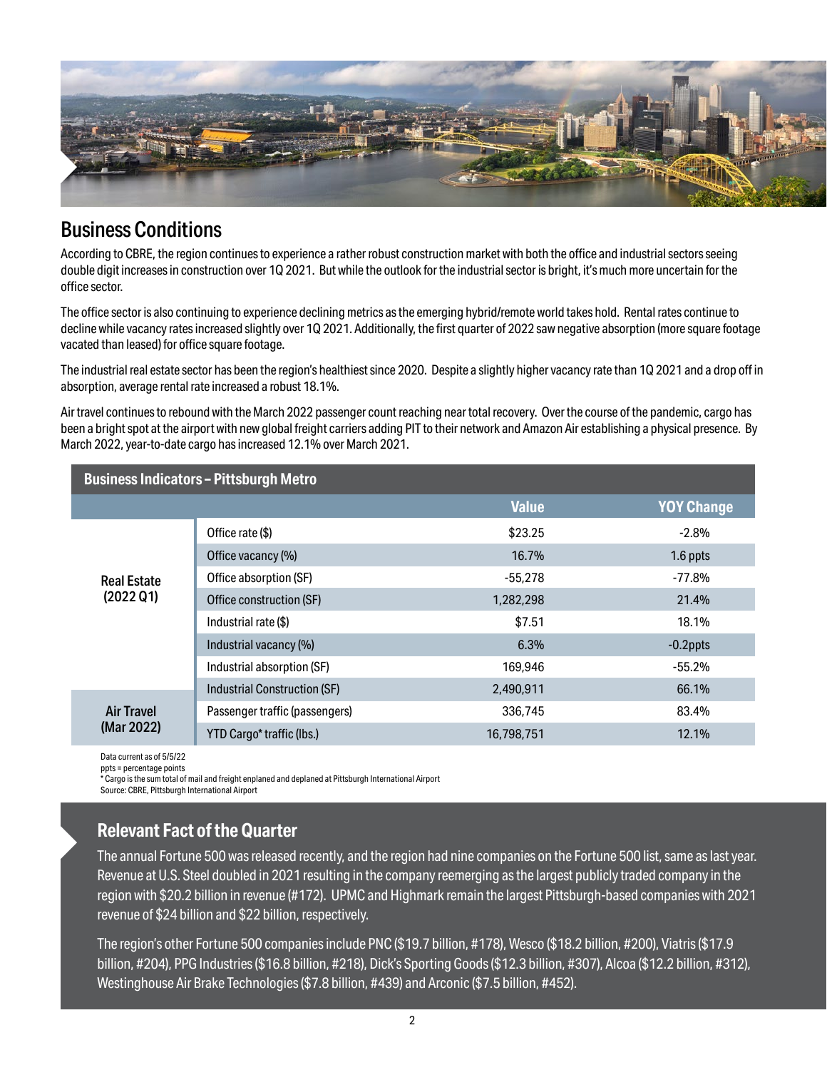## Business Conditions

According to CBRE, the region continues to experience a rather robust construction market with both the office and industrial sectors seeing double digit increases in construction over 1Q 2021. But while the outlook for the industrial sector is bright, it's much more uncertain for the office sector.

The office sector is also continuing to experience declining metrics as the emerging hybrid/remote world takes hold. Rental rates continue to decline while vacancy rates increased slightly over 1Q 2021. Additionally, the first quarter of 2022 saw negative absorption (more square footage vacated than leased) for office square footage.

The industrial real estate sector has been the region's healthiest since 2020. Despite a slightly higher vacancy rate than 1Q 2021 and a drop off in absorption, average rental rate increased a robust 18.1%.

Air travel continues to rebound with the March 2022 passenger count reaching near total recovery. Over the course of the pandemic, cargo has been a bright spot at the airport with new global freight carriers adding PIT to their network and Amazon Air establishing a physical presence. By March 2022, year-to-date cargo has increased 12.1% over March 2021.

| Business Indicators – Pittsburgh Metro | | | |
|---|---|---|---|
| | | **Value** | **YOY Change** |
| **Real Estate (2022 Q1)** | Office rate ($) | $23.25 | -2.8% |
| | Office vacancy (%) | 16.7% | 1.6 ppts |
| | Office absorption (SF) | -55,278 | -77.8% |
| | Office construction (SF) | 1,282,298 | 21.4% |
| | Industrial rate ($) | $7.51 | 18.1% |
| | Industrial vacancy (%) | 6.3% | -0.2ppts |
| | Industrial absorption (SF) | 169,946 | -55.2% |
| | Industrial Construction (SF) | 2,490,911 | 66.1% |
| **Air Travel (Mar 2022)** | Passenger traffic (passengers) | 336,745 | 83.4% |
| | YTD Cargo* traffic (lbs.) | 16,798,751 | 12.1% |

Data current as of 5/5/22
ppts = percentage points
* Cargo is the sum total of mail and freight enplaned and deplaned at Pittsburgh International Airport
Source: CBRE, Pittsburgh International Airport

### Relevant Fact of the Quarter

The annual Fortune 500 was released recently, and the region had nine companies on the Fortune 500 list, same as last year. Revenue at U.S. Steel doubled in 2021 resulting in the company reemerging as the largest publicly traded company in the region with $20.2 billion in revenue (#172). UPMC and Highmark remain the largest Pittsburgh-based companies with 2021 revenue of $24 billion and $22 billion, respectively.

The region's other Fortune 500 companies include PNC ($19.7 billion, #178), Wesco ($18.2 billion, #200), Viatris ($17.9 billion, #204), PPG Industries ($16.8 billion, #218), Dick's Sporting Goods ($12.3 billion, #307), Alcoa ($12.2 billion, #312), Westinghouse Air Brake Technologies ($7.8 billion, #439) and Arconic ($7.5 billion, #452).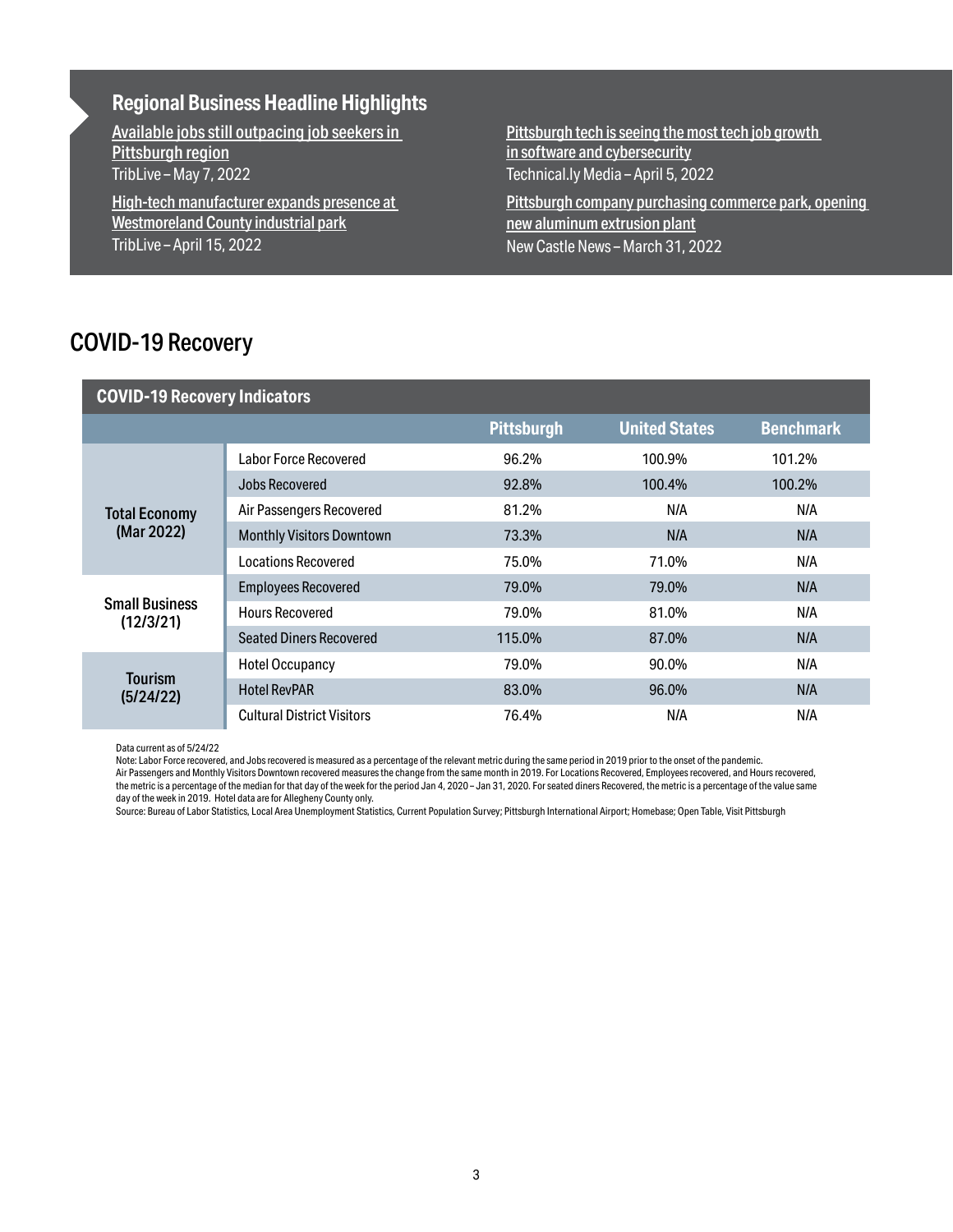## Regional Business Headline Highlights

Available jobs still outpacing job seekers in Pittsburgh region
TribLive – May 7, 2022

High-tech manufacturer expands presence at Westmoreland County industrial park
TribLive – April 15, 2022

Pittsburgh tech is seeing the most tech job growth in software and cybersecurity
Technical.ly Media – April 5, 2022

Pittsburgh company purchasing commerce park, opening new aluminum extrusion plant
New Castle News – March 31, 2022

# COVID-19 Recovery

| COVID-19 Recovery Indicators | | | | |
|---|---|---|---|---|
| | | **Pittsburgh** | **United States** | **Benchmark** |
| **Total Economy (Mar 2022)** | Labor Force Recovered | 96.2% | 100.9% | 101.2% |
| | Jobs Recovered | 92.8% | 100.4% | 100.2% |
| | Air Passengers Recovered | 81.2% | N/A | N/A |
| | Monthly Visitors Downtown | 73.3% | N/A | N/A |
| **Small Business (12/3/21)** | Locations Recovered | 75.0% | 71.0% | N/A |
| | Employees Recovered | 79.0% | 79.0% | N/A |
| | Hours Recovered | 79.0% | 81.0% | N/A |
| | Seated Diners Recovered | 115.0% | 87.0% | N/A |
| **Tourism (5/24/22)** | Hotel Occupancy | 79.0% | 90.0% | N/A |
| | Hotel RevPAR | 83.0% | 96.0% | N/A |
| | Cultural District Visitors | 76.4% | N/A | N/A |

Data current as of 5/24/22

Note: Labor Force recovered, and Jobs recovered is measured as a percentage of the relevant metric during the same period in 2019 prior to the onset of the pandemic.
Air Passengers and Monthly Visitors Downtown recovered measures the change from the same month in 2019. For Locations Recovered, Employees recovered, and Hours recovered, the metric is a percentage of the median for that day of the week for the period Jan 4, 2020 – Jan 31, 2020. For seated diners Recovered, the metric is a percentage of the value same day of the week in 2019. Hotel data are for Allegheny County only.

Source: Bureau of Labor Statistics, Local Area Unemployment Statistics, Current Population Survey; Pittsburgh International Airport; Homebase; Open Table, Visit Pittsburgh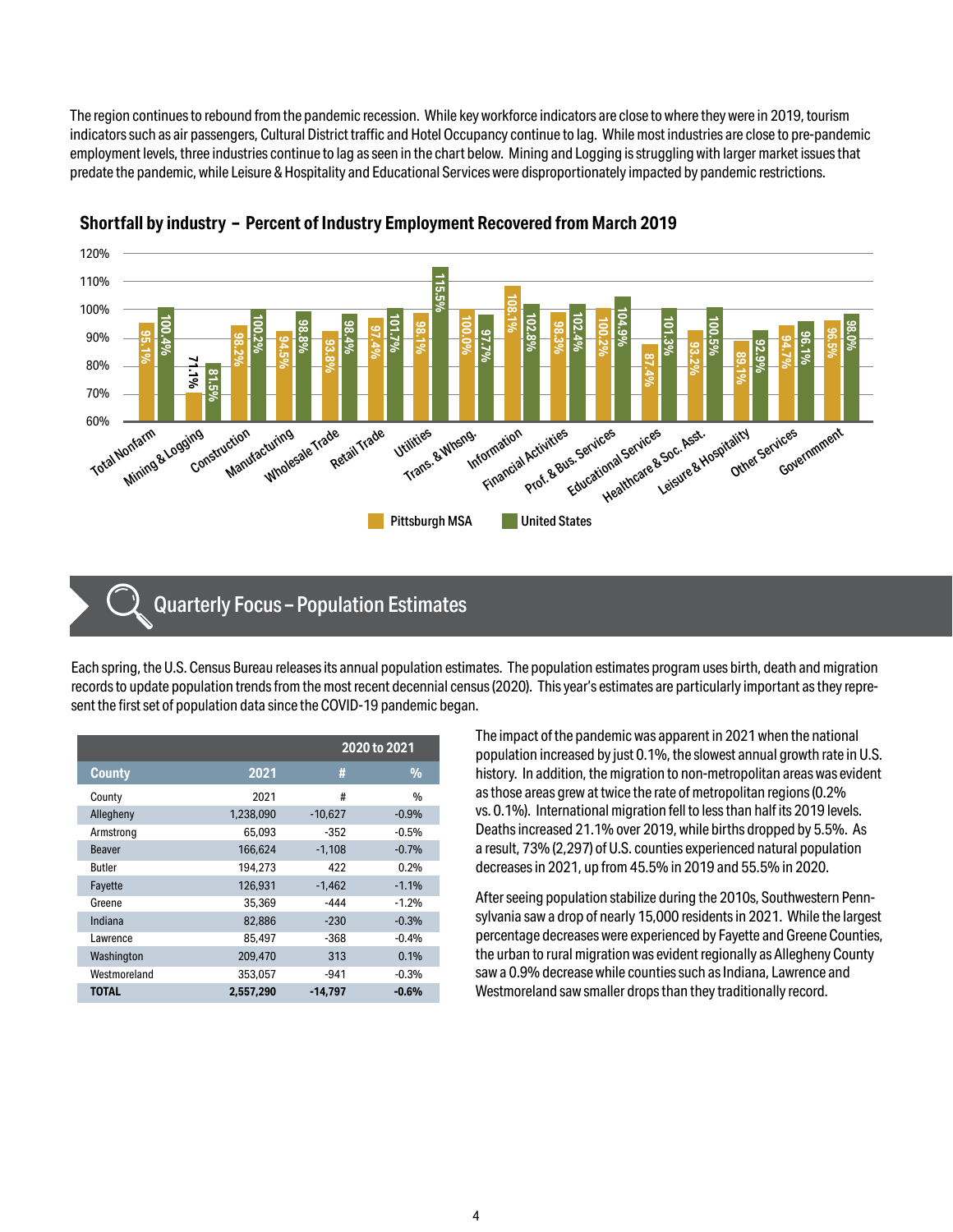The region continues to rebound from the pandemic recession. While key workforce indicators are close to where they were in 2019, tourism indicators such as air passengers, Cultural District traffic and Hotel Occupancy continue to lag. While most industries are close to pre-pandemic employment levels, three industries continue to lag as seen in the chart below. Mining and Logging is struggling with larger market issues that predate the pandemic, while Leisure & Hospitality and Educational Services were disproportionately impacted by pandemic restrictions.

**Shortfall by industry – Percent of Industry Employment Recovered from March 2019**

| Industry | Pittsburgh MSA | United States |
|---|---|---|
| Total Nonfarm | 95.1% | 100.4% |
| Mining & Logging | 71.1% | 81.5% |
| Construction | 98.2% | 100.2% |
| Manufacturing | 94.5% | 98.8% |
| Wholesale Trade | 93.8% | 98.4% |
| Retail Trade | 97.4% | 101.7% |
| Utilities | 98.1% | 115.5% |
| Trans. & Whsng. | 100.0% | 97.7% |
| Information | 108.1% | 102.8% |
| Financial Activities | 98.3% | 102.4% |
| Prof. & Bus. Services | 100.2% | 104.9% |
| Educational Services | 87.4% | 101.3% |
| Healthcare & Soc. Asst. | 93.2% | 100.5% |
| Leisure & Hospitality | 89.1% | 92.9% |
| Other Services | 94.7% | 96.1% |
| Government | 96.5% | 98.0% |

## Quarterly Focus – Population Estimates

Each spring, the U.S. Census Bureau releases its annual population estimates. The population estimates program uses birth, death and migration records to update population trends from the most recent decennial census (2020). This year's estimates are particularly important as they represent the first set of population data since the COVID-19 pandemic began.

| County | 2021 | 2020 to 2021 # | 2020 to 2021 % |
|---|---|---|---|
| County | 2021 | # | % |
| Allegheny | 1,238,090 | -10,627 | -0.9% |
| Armstrong | 65,093 | -352 | -0.5% |
| Beaver | 166,624 | -1,108 | -0.7% |
| Butler | 194,273 | 422 | 0.2% |
| Fayette | 126,931 | -1,462 | -1.1% |
| Greene | 35,369 | -444 | -1.2% |
| Indiana | 82,886 | -230 | -0.3% |
| Lawrence | 85,497 | -368 | -0.4% |
| Washington | 209,470 | 313 | 0.1% |
| Westmoreland | 353,057 | -941 | -0.3% |
| **TOTAL** | **2,557,290** | **-14,797** | **-0.6%** |

The impact of the pandemic was apparent in 2021 when the national population increased by just 0.1%, the slowest annual growth rate in U.S. history. In addition, the migration to non-metropolitan areas was evident as those areas grew at twice the rate of metropolitan regions (0.2% vs. 0.1%). International migration fell to less than half its 2019 levels. Deaths increased 21.1% over 2019, while births dropped by 5.5%. As a result, 73% (2,297) of U.S. counties experienced natural population decreases in 2021, up from 45.5% in 2019 and 55.5% in 2020.

After seeing population stabilize during the 2010s, Southwestern Pennsylvania saw a drop of nearly 15,000 residents in 2021. While the largest percentage decreases were experienced by Fayette and Greene Counties, the urban to rural migration was evident regionally as Allegheny County saw a 0.9% decrease while counties such as Indiana, Lawrence and Westmoreland saw smaller drops than they traditionally record.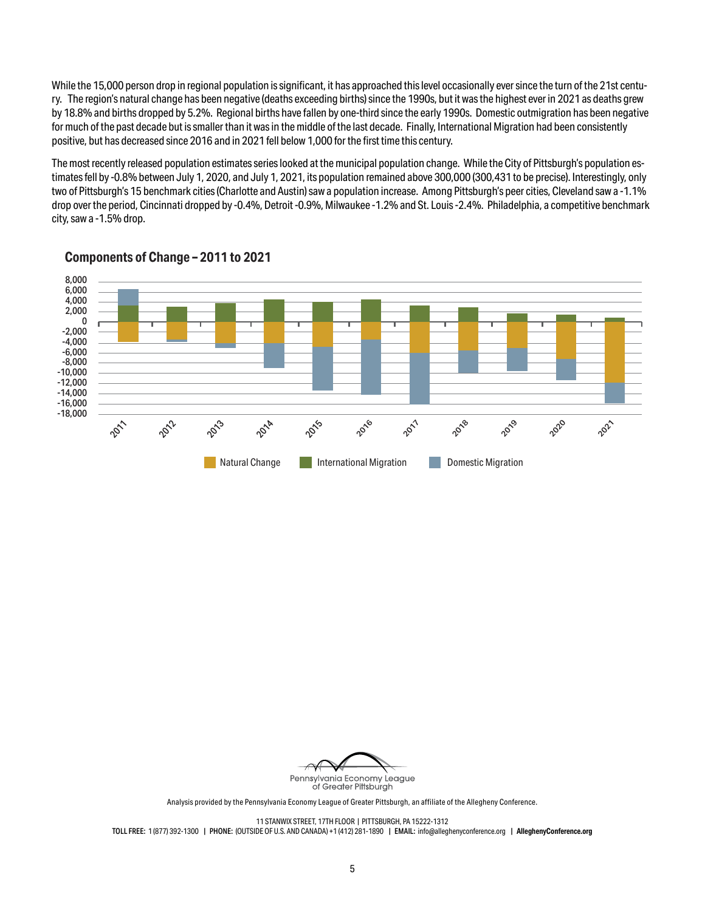While the 15,000 person drop in regional population is significant, it has approached this level occasionally ever since the turn of the 21st century. The region's natural change has been negative (deaths exceeding births) since the 1990s, but it was the highest ever in 2021 as deaths grew by 18.8% and births dropped by 5.2%. Regional births have fallen by one-third since the early 1990s. Domestic outmigration has been negative for much of the past decade but is smaller than it was in the middle of the last decade. Finally, International Migration had been consistently positive, but has decreased since 2016 and in 2021 fell below 1,000 for the first time this century.

The most recently released population estimates series looked at the municipal population change. While the City of Pittsburgh's population estimates fell by -0.8% between July 1, 2020, and July 1, 2021, its population remained above 300,000 (300,431 to be precise). Interestingly, only two of Pittsburgh's 15 benchmark cities (Charlotte and Austin) saw a population increase. Among Pittsburgh's peer cities, Cleveland saw a -1.1% drop over the period, Cincinnati dropped by -0.4%, Detroit -0.9%, Milwaukee -1.2% and St. Louis -2.4%. Philadelphia, a competitive benchmark city, saw a -1.5% drop.

## Components of Change – 2011 to 2021

8,000
6,000
4,000
2,000
0
-2,000
-4,000
-6,000
-8,000
-10,000
-12,000
-14,000
-16,000
-18,000

2011 2012 2013 2014 2015 2016 2017 2018 2019 2020 2021

Natural Change | International Migration | Domestic Migration

Pennsylvania Economy League of Greater Pittsburgh

Analysis provided by the Pennsylvania Economy League of Greater Pittsburgh, an affiliate of the Allegheny Conference.

11 STANWIX STREET, 17TH FLOOR | PITTSBURGH, PA 15222-1312
**TOLL FREE:** 1 (877) 392-1300 | **PHONE:** (OUTSIDE OF U.S. AND CANADA) +1 (412) 281-1890 | **EMAIL:** info@alleghenyconference.org | **AlleghenyConference.org**